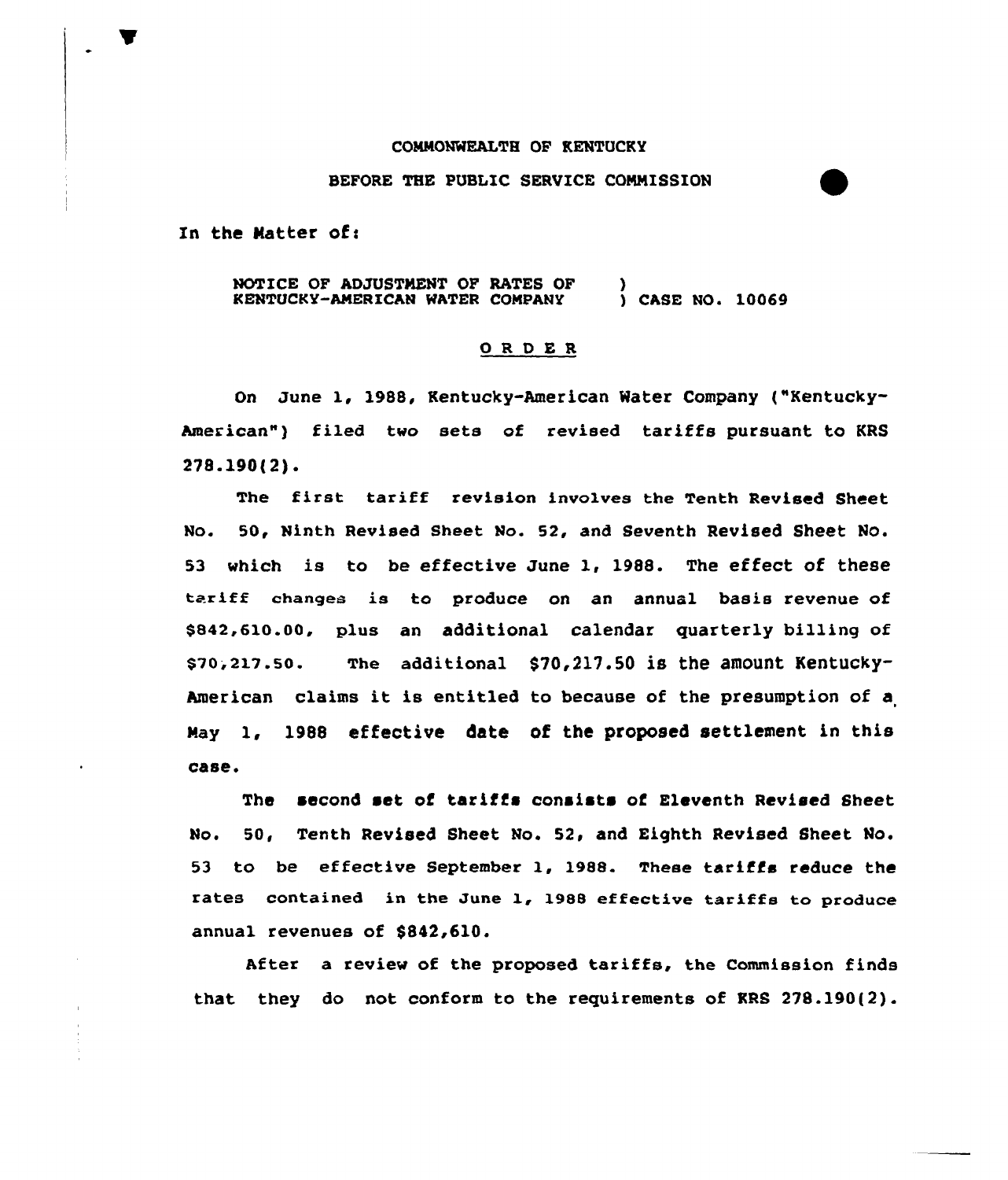COMMONWEALTH OF KENTUCKY

BEFORE THE PUBLIC SERVICE COMMISSION

In the Matter of:

NOTICE OF ADJUSTMENT OF RATES OF KENTUCKY-AMERICAN WATER COMPANY ) CASE NO. 10069

## ORDER

On June 1, 1988, Kentucky-American Water Company ("Kentucky-American") filed two sets of revised tariffs pursuant to KRS 278.190(2).

The first tariff revision involves the Tenth Revised Sheet No. 50, Ninth Revised Sheet No. 52, and Seventh Revised Sheet No. 53 which is to be effective June 1, 1988. The effect of these tariff changes is to produce on an annual basis revenue of $842,610.00, plus an additional calendar quarterly billing of $70,217.50. The additional $70,217.50 is the amount Kentucky-American claims it is entitled to because of the presumption of a May 1, 1988 effective date of the proposed settlement in this case.

The second set of tariffs consists of Eleventh Revised Sheet No. 50, Tenth Revised Sheet No. 52, and Eighth Revised Sheet No. 53 to be effective September 1, 1988. These tariffs reduce the rates contained in the June 1, 1988 effective tariffs to produce annual revenues of $842,610.

After a review of the proposed tariffs, the Commission finds that they do not conform to the requirements of KRS 278.190(2).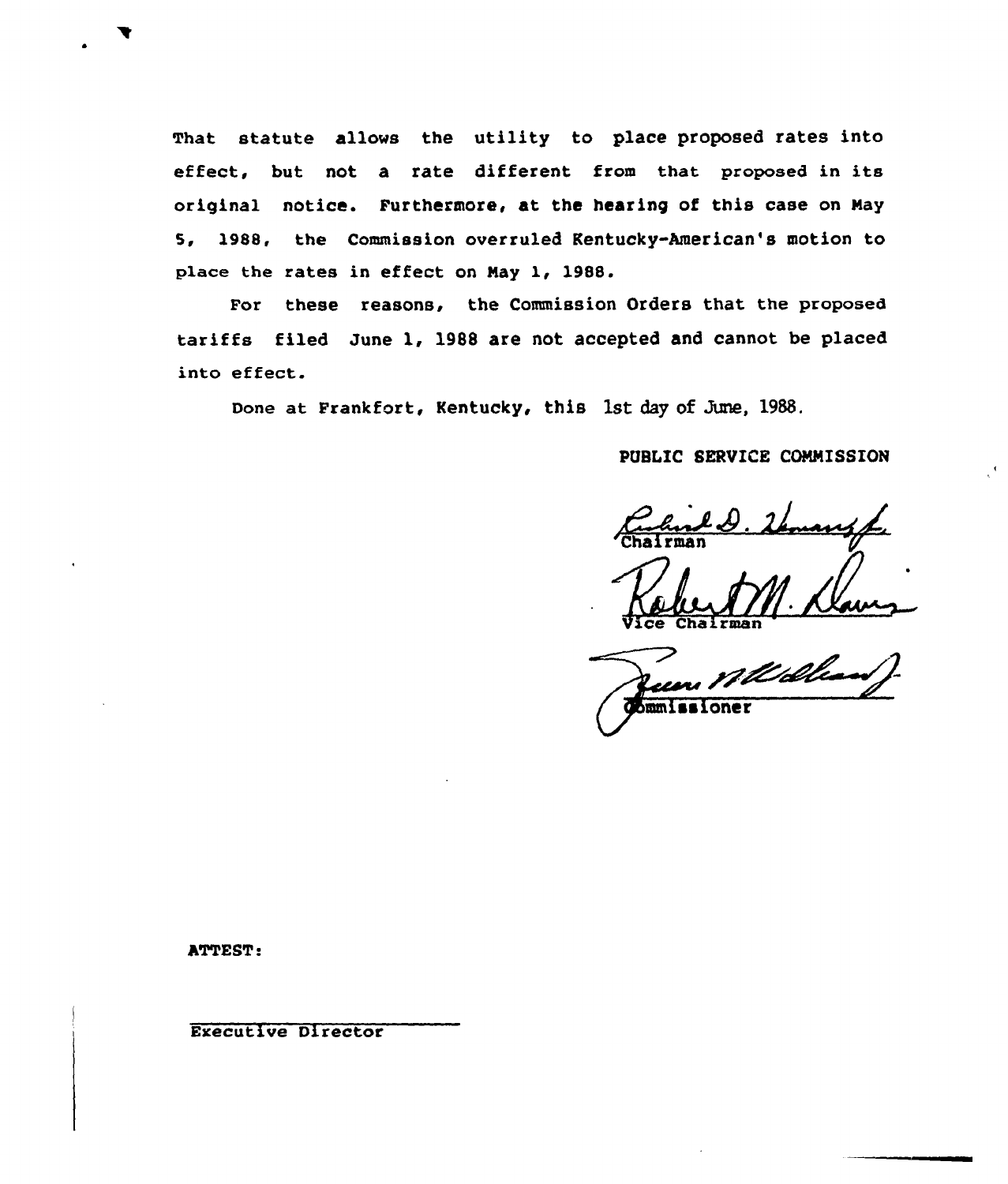That statute allows the utility to place proposed rates into effect, but not a rate different from that proposed in its original notice. Furthermore, at the hearing of this case on May 5, 1988, the Commission overruled Kentucky-American's motion to place the rates in effect on May 1, 1988.

For these reasons, the Commission Orders that the proposed tariffs filed June 1, 1988 are not accepted and cannot be placed into effect.

Done at Frankfort, Kentucky, this 1st day of June, 1988.

PUBLIC SERVICE COMMISSION

Chairman

Vice Chairman

Commissioner

ATTEST:

Executive Director